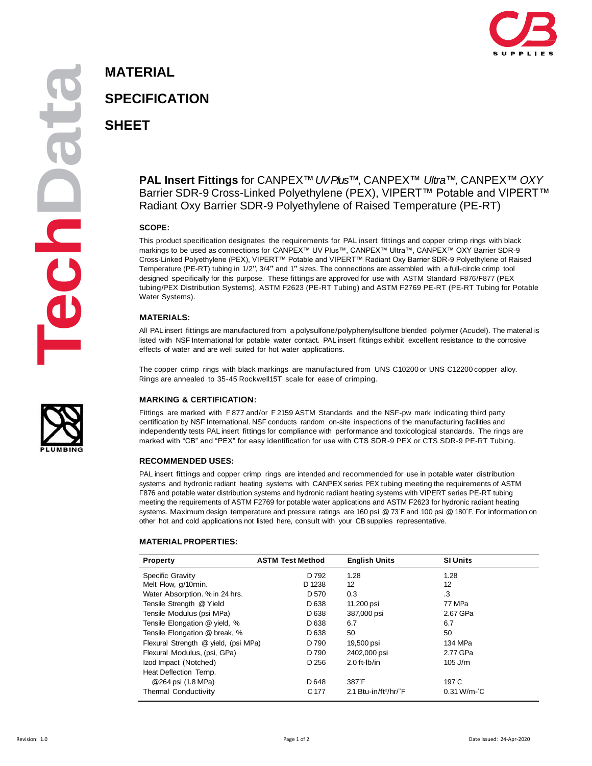# MATERIAL SPECIFICATION SHEET

## **PAL Insert Fittings** for CANPEX™ *UV Plus*™, CANPEX™ *Ultra*™, CANPEX™ *OXY* Barrier SDR-9 Cross-Linked Polyethylene (PEX), VIPERT™ Potable and VIPERT™ Radiant Oxy Barrier SDR-9 Polyethylene of Raised Temperature (PE-RT)

### SCOPE:

This product specification designates the requirements for PAL insert fittings and copper crimp rings with black markings to be used as connections for CANPEX™ UV Plus™, CANPEX™ Ultra™, CANPEX™ OXY Barrier SDR-9 Cross-Linked Polyethylene (PEX), VIPERT™ Potable and VIPERT™ Radiant Oxy Barrier SDR-9 Polyethylene of Raised Temperature (PE-RT) tubing in 1/2", 3/4" and 1" sizes. The connections are assembled with a full-circle crimp tool designed specifically for this purpose. These fittings are approved for use with ASTM Standard F876/F877 (PEX tubing/PEX Distribution Systems), ASTM F2623 (PE-RT Tubing) and ASTM F2769 PE-RT (PE-RT Tubing for Potable Water Systems).

### MATERIALS:

All PAL insert fittings are manufactured from a polysulfone/polyphenylsulfone blended polymer (Acudel). The material is listed with NSF International for potable water contact. PAL insert fittings exhibit excellent resistance to the corrosive effects of water and are well suited for hot water applications.

The copper crimp rings with black markings are manufactured from UNS C10200 or UNS C12200 copper alloy. Rings are annealed to 35-45 Rockwell15T scale for ease of crimping.

### MARKING & CERTIFICATION:

Fittings are marked with F 877 and/or F 2159 ASTM Standards and the NSF-pw mark indicating third party certification by NSF International. NSF conducts random on-site inspections of the manufacturing facilities and independently tests PAL insert fittings for compliance with performance and toxicological standards. The rings are marked with "CB" and "PEX" for easy identification for use with CTS SDR-9 PEX or CTS SDR-9 PE-RT Tubing.

### RECOMMENDED USES:

PAL insert fittings and copper crimp rings are intended and recommended for use in potable water distribution systems and hydronic radiant heating systems with CANPEX series PEX tubing meeting the requirements of ASTM F876 and potable water distribution systems and hydronic radiant heating systems with VIPERT series PE-RT tubing meeting the requirements of ASTM F2769 for potable water applications and ASTM F2623 for hydronic radiant heating systems. Maximum design temperature and pressure ratings are 160 psi @ 73˚F and 100 psi @ 180˚F. For information on other hot and cold applications not listed here, consult with your CB supplies representative.

### MATERIAL PROPERTIES:

| Property | ASTM Test Method | English Units | SI Units |
|---|---|---|---|
| Specific Gravity | D 792 | 1.28 | 1.28 |
| Melt Flow, g/10min. | D 1238 | 12 | 12 |
| Water Absorption. % in 24 hrs. | D 570 | 0.3 | .3 |
| Tensile Strength @ Yield | D 638 | 11,200 psi | 77 MPa |
| Tensile Modulus (psi MPa) | D 638 | 387,000 psi | 2.67 GPa |
| Tensile Elongation @ yield, % | D 638 | 6.7 | 6.7 |
| Tensile Elongation @ break, % | D 638 | 50 | 50 |
| Flexural Strength @ yield, (psi MPa) | D 790 | 19,500 psi | 134 MPa |
| Flexural Modulus, (psi, GPa) | D 790 | 2402,000 psi | 2.77 GPa |
| Izod Impact (Notched) | D 256 | 2.0 ft-lb/in | 105 J/m |
| Heat Deflection Temp. @264 psi (1.8 MPa) | D 648 | 387˚F | 197˚C |
| Thermal Conductivity | C 177 | 2.1 Btu-in/ft²/hr/˚F | 0.31 W/m-˚C |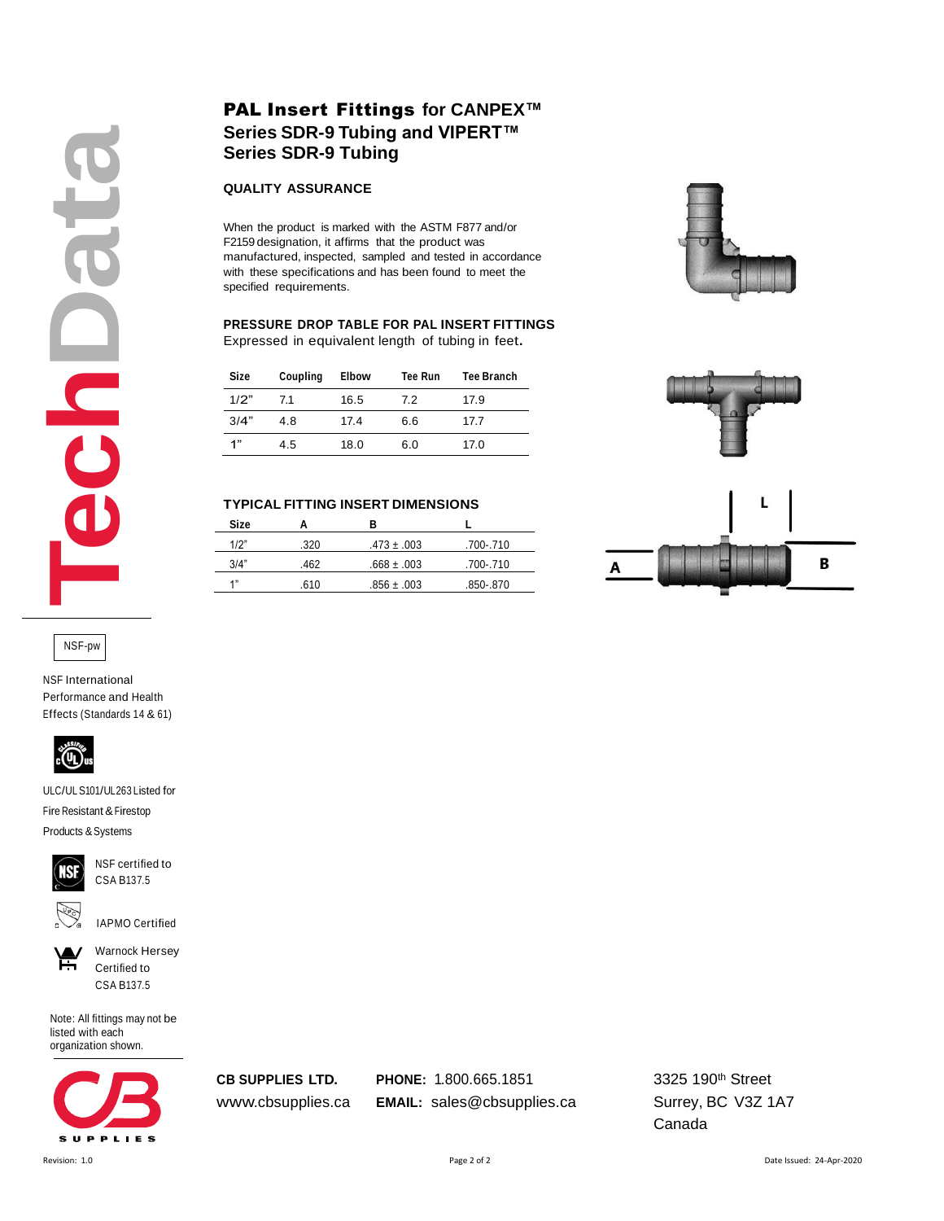# PAL Insert Fittings for CANPEX™ Series SDR-9 Tubing and VIPERT™ Series SDR-9 Tubing

## QUALITY ASSURANCE

When the product is marked with the ASTM F877 and/or F2159 designation, it affirms that the product was manufactured, inspected, sampled and tested in accordance with these specifications and has been found to meet the specified requirements.

## PRESSURE DROP TABLE FOR PAL INSERT FITTINGS

Expressed in equivalent length of tubing in feet.

| Size | Coupling | Elbow | Tee Run | Tee Branch |
|---|---|---|---|---|
| 1/2" | 7.1 | 16.5 | 7.2 | 17.9 |
| 3/4" | 4.8 | 17.4 | 6.6 | 17.7 |
| 1" | 4.5 | 18.0 | 6.0 | 17.0 |

## TYPICAL FITTING INSERT DIMENSIONS

| Size | A | B | L |
|---|---|---|---|
| 1/2" | .320 | .473 ± .003 | .700-.710 |
| 3/4" | .462 | .668 ± .003 | .700-.710 |
| 1" | .610 | .856 ± .003 | .850-.870 |

L

A

B

TechData

NSF-pw

NSF International Performance and Health Effects (Standards 14 & 61)

ULC/UL S101/UL263 Listed for Fire Resistant & Firestop Products & Systems

NSF certified to CSA B137.5

IAPMO Certified

Warnock Hersey Certified to CSA B137.5

Note: All fittings may not be listed with each organization shown.

**CB SUPPLIES LTD.**
www.cbsupplies.ca

**PHONE:** 1.800.665.1851
**EMAIL:** sales@cbsupplies.ca

3325 190th Street
Surrey, BC V3Z 1A7
Canada

Revision: 1.0

Date Issued: 24-Apr-2020